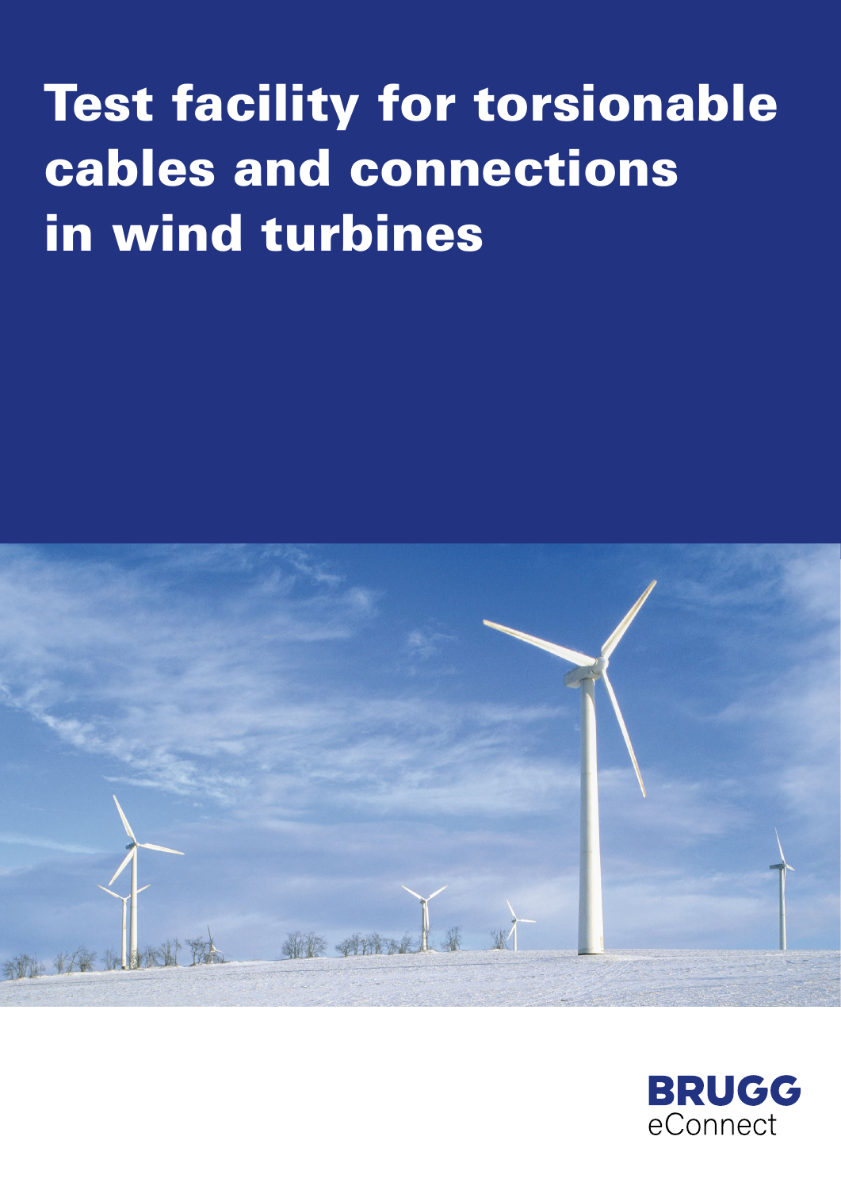# Test facility for torsionable cables and connections in wind turbines

BRUGG
eConnect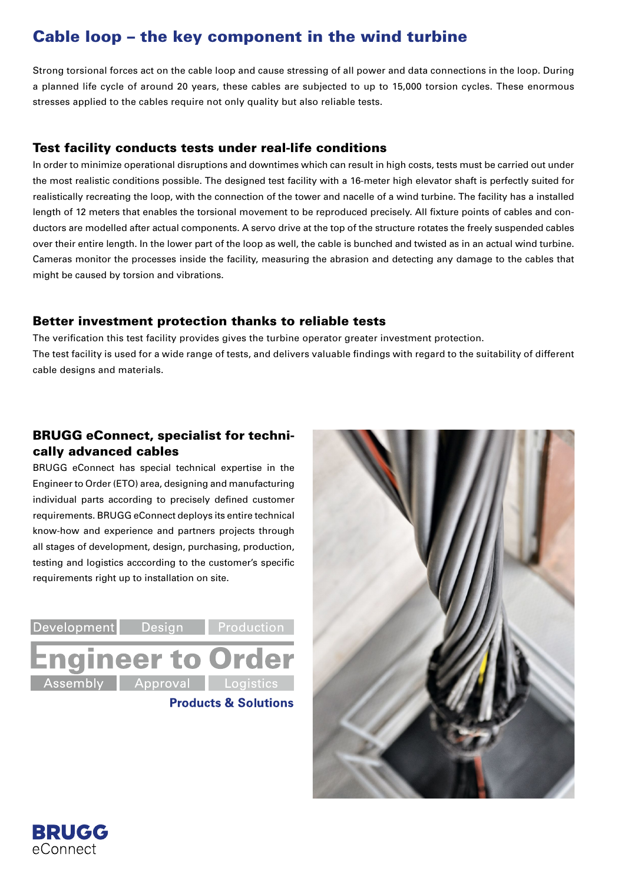# Cable loop – the key component in the wind turbine

Strong torsional forces act on the cable loop and cause stressing of all power and data connections in the loop. During a planned life cycle of around 20 years, these cables are subjected to up to 15,000 torsion cycles. These enormous stresses applied to the cables require not only quality but also reliable tests.

## Test facility conducts tests under real-life conditions

In order to minimize operational disruptions and downtimes which can result in high costs, tests must be carried out under the most realistic conditions possible. The designed test facility with a 16-meter high elevator shaft is perfectly suited for realistically recreating the loop, with the connection of the tower and nacelle of a wind turbine. The facility has a installed length of 12 meters that enables the torsional movement to be reproduced precisely. All fixture points of cables and conductors are modelled after actual components. A servo drive at the top of the structure rotates the freely suspended cables over their entire length. In the lower part of the loop as well, the cable is bunched and twisted as in an actual wind turbine. Cameras monitor the processes inside the facility, measuring the abrasion and detecting any damage to the cables that might be caused by torsion and vibrations.

## Better investment protection thanks to reliable tests

The verification this test facility provides gives the turbine operator greater investment protection.
The test facility is used for a wide range of tests, and delivers valuable findings with regard to the suitability of different cable designs and materials.

## BRUGG eConnect, specialist for technically advanced cables

BRUGG eConnect has special technical expertise in the Engineer to Order (ETO) area, designing and manufacturing individual parts according to precisely defined customer requirements. BRUGG eConnect deploys its entire technical know-how and experience and partners projects through all stages of development, design, purchasing, production, testing and logistics acccording to the customer's specific requirements right up to installation on site.

Development | Design | Production

**Engineer to Order**

Assembly | Approval | Logistics

**Products & Solutions**

**BRUGG** eConnect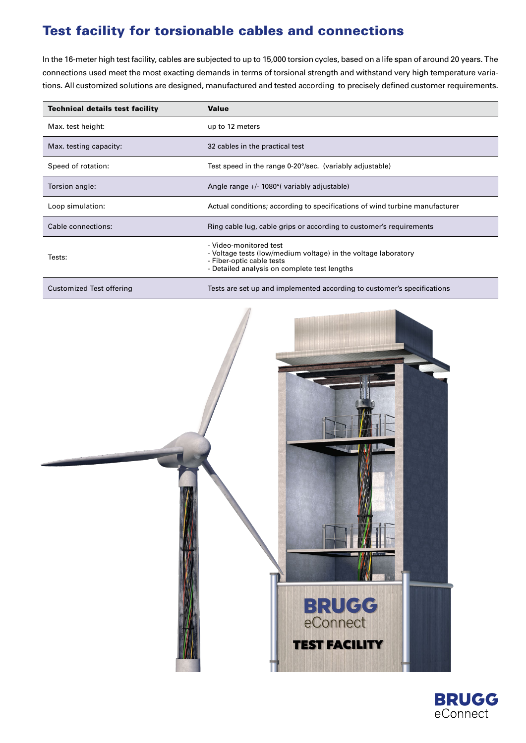# Test facility for torsionable cables and connections

In the 16-meter high test facility, cables are subjected to up to 15,000 torsion cycles, based on a life span of around 20 years. The connections used meet the most exacting demands in terms of torsional strength and withstand very high temperature variations. All customized solutions are designed, manufactured and tested according to precisely defined customer requirements.

| Technical details test facility | Value |
|---|---|
| Max. test height: | up to 12 meters |
| Max. testing capacity: | 32 cables in the practical test |
| Speed of rotation: | Test speed in the range 0-20°/sec. (variably adjustable) |
| Torsion angle: | Angle range +/- 1080°( variably adjustable) |
| Loop simulation: | Actual conditions; according to specifications of wind turbine manufacturer |
| Cable connections: | Ring cable lug, cable grips or according to customer's requirements |
| Tests: | - Video-monitored test<br>- Voltage tests (low/medium voltage) in the voltage laboratory<br>- Fiber-optic cable tests<br>- Detailed analysis on complete test lengths |
| Customized Test offering | Tests are set up and implemented according to customer's specifications |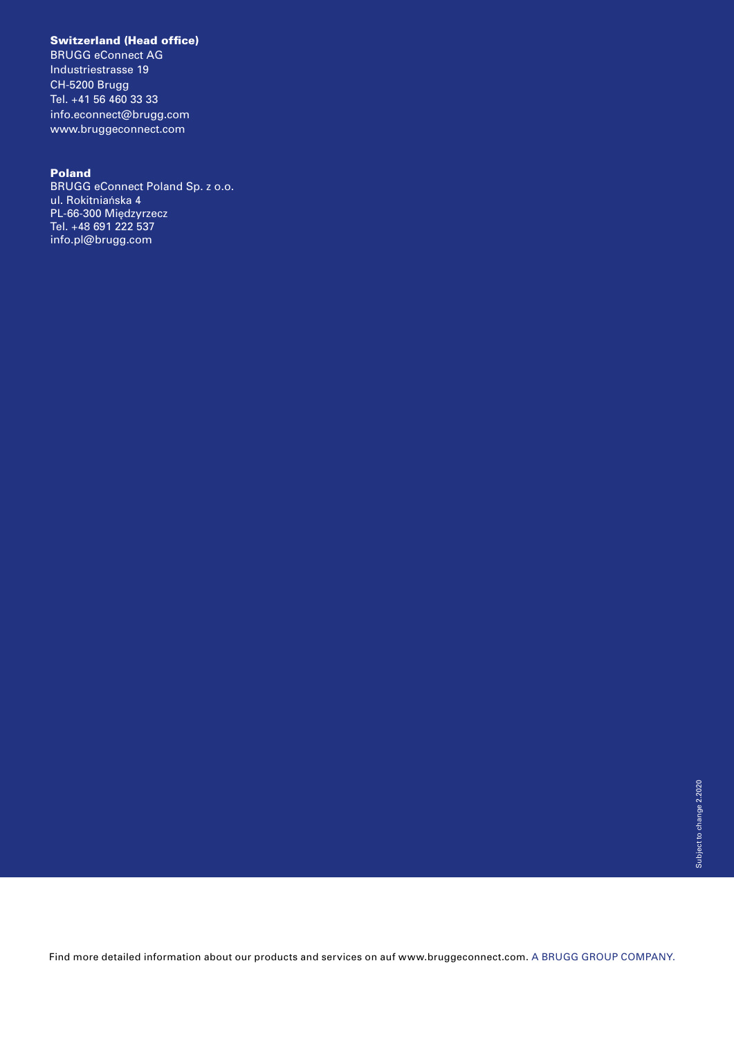**Switzerland (Head office)**
BRUGG eConnect AG
Industriestrasse 19
CH-5200 Brugg
Tel. +41 56 460 33 33
info.econnect@brugg.com
www.bruggeconnect.com

**Poland**
BRUGG eConnect Poland Sp. z o.o.
ul. Rokitniańska 4
PL-66-300 Międzyrzecz
Tel. +48 691 222 537
info.pl@brugg.com

Subject to change 2.2020

Find more detailed information about our products and services on auf www.bruggeconnect.com. A BRUGG GROUP COMPANY.